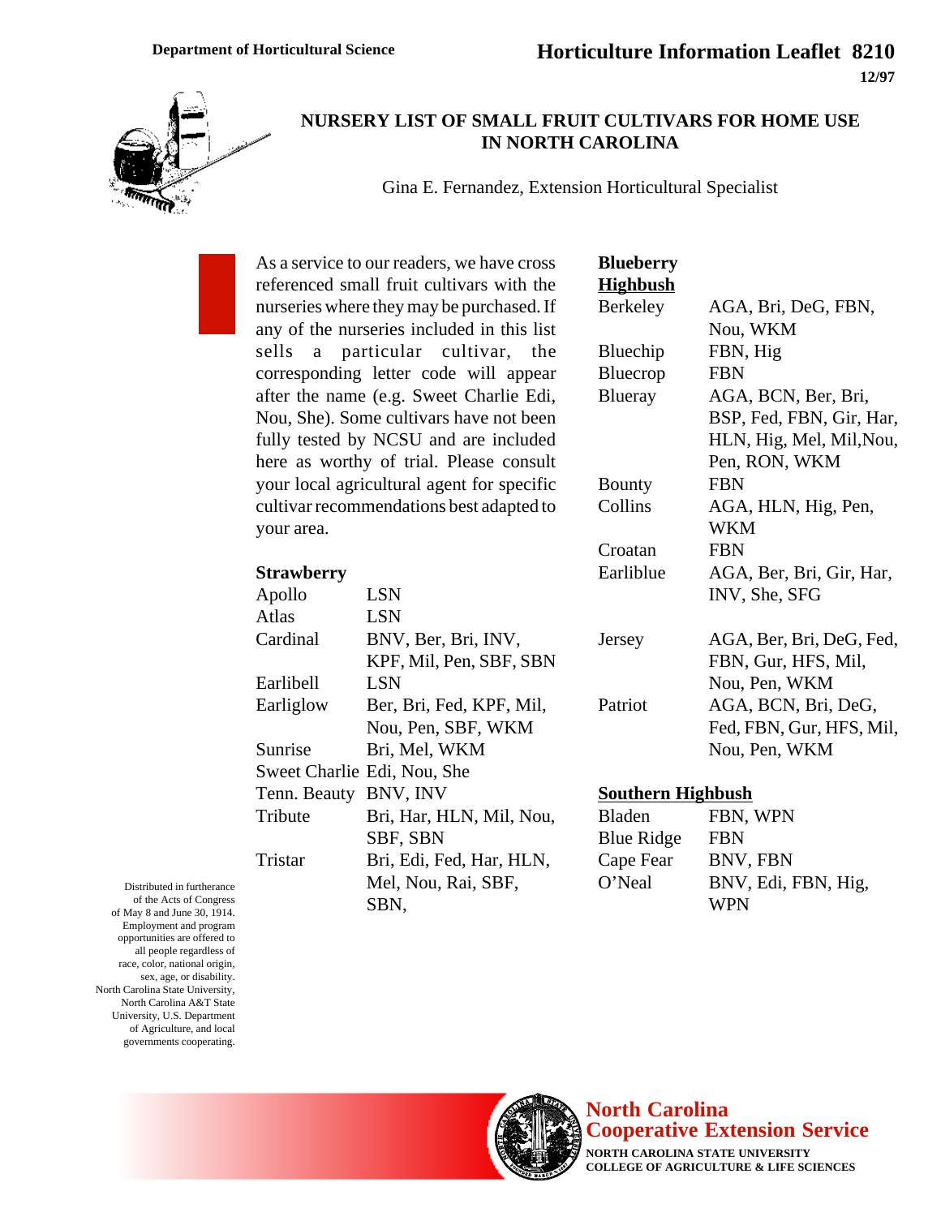Department of Horticultural Science

# Horticulture Information Leaflet 8210

12/97

## NURSERY LIST OF SMALL FRUIT CULTIVARS FOR HOME USE IN NORTH CAROLINA

Gina E. Fernandez, Extension Horticultural Specialist

As a service to our readers, we have cross referenced small fruit cultivars with the nurseries where they may be purchased. If any of the nurseries included in this list sells a particular cultivar, the corresponding letter code will appear after the name (e.g. Sweet Charlie Edi, Nou, She). Some cultivars have not been fully tested by NCSU and are included here as worthy of trial. Please consult your local agricultural agent for specific cultivar recommendations best adapted to your area.

### Strawberry

| Cultivar | Nurseries |
|---|---|
| Apollo | LSN |
| Atlas | LSN |
| Cardinal | BNV, Ber, Bri, INV, KPF, Mil, Pen, SBF, SBN |
| Earlibell | LSN |
| Earliglow | Ber, Bri, Fed, KPF, Mil, Nou, Pen, SBF, WKM |
| Sunrise | Bri, Mel, WKM |
| Sweet Charlie | Edi, Nou, She |
| Tenn. Beauty | BNV, INV |
| Tribute | Bri, Har, HLN, Mil, Nou, SBF, SBN |
| Tristar | Bri, Edi, Fed, Har, HLN, Mel, Nou, Rai, SBF, SBN, |

### Blueberry

**Highbush**

| Cultivar | Nurseries |
|---|---|
| Berkeley | AGA, Bri, DeG, FBN, Nou, WKM |
| Bluechip | FBN, Hig |
| Bluecrop | FBN |
| Blueray | AGA, BCN, Ber, Bri, BSP, Fed, FBN, Gir, Har, HLN, Hig, Mel, Mil,Nou, Pen, RON, WKM |
| Bounty | FBN |
| Collins | AGA, HLN, Hig, Pen, WKM |
| Croatan | FBN |
| Earliblue | AGA, Ber, Bri, Gir, Har, INV, She, SFG |
| Jersey | AGA, Ber, Bri, DeG, Fed, FBN, Gur, HFS, Mil, Nou, Pen, WKM |
| Patriot | AGA, BCN, Bri, DeG, Fed, FBN, Gur, HFS, Mil, Nou, Pen, WKM |

**Southern Highbush**

| Cultivar | Nurseries |
|---|---|
| Bladen | FBN, WPN |
| Blue Ridge | FBN |
| Cape Fear | BNV, FBN |
| O'Neal | BNV, Edi, FBN, Hig, WPN |

Distributed in furtherance of the Acts of Congress of May 8 and June 30, 1914. Employment and program opportunities are offered to all people regardless of race, color, national origin, sex, age, or disability. North Carolina State University, North Carolina A&T State University, U.S. Department of Agriculture, and local governments cooperating.

North Carolina Cooperative Extension Service
NORTH CAROLINA STATE UNIVERSITY
COLLEGE OF AGRICULTURE & LIFE SCIENCES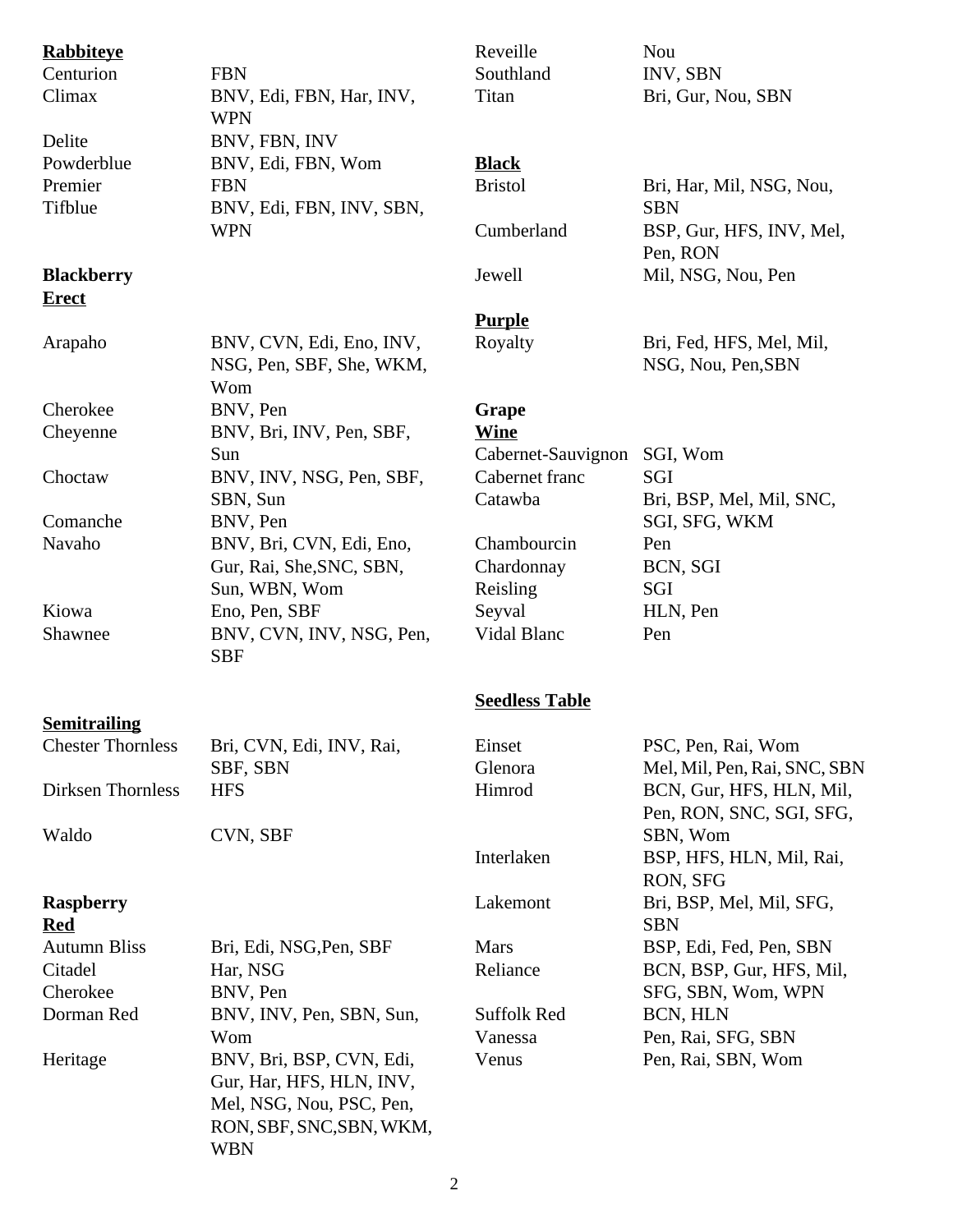**Rabbiteye**

| | |
|---|---|
| Centurion | FBN |
| Climax | BNV, Edi, FBN, Har, INV, WPN |
| Delite | BNV, FBN, INV |
| Powderblue | BNV, Edi, FBN, Wom |
| Premier | FBN |
| Tifblue | BNV, Edi, FBN, INV, SBN, WPN |

**Blackberry**
**Erect**

| | |
|---|---|
| Arapaho | BNV, CVN, Edi, Eno, INV, NSG, Pen, SBF, She, WKM, Wom |
| Cherokee | BNV, Pen |
| Cheyenne | BNV, Bri, INV, Pen, SBF, Sun |
| Choctaw | BNV, INV, NSG, Pen, SBF, SBN, Sun |
| Comanche | BNV, Pen |
| Navaho | BNV, Bri, CVN, Edi, Eno, Gur, Rai, She,SNC, SBN, Sun, WBN, Wom |
| Kiowa | Eno, Pen, SBF |
| Shawnee | BNV, CVN, INV, NSG, Pen, SBF |

**Semitrailing**

| | |
|---|---|
| Chester Thornless | Bri, CVN, Edi, INV, Rai, SBF, SBN |
| Dirksen Thornless | HFS |
| Waldo | CVN, SBF |

**Raspberry**
**Red**

| | |
|---|---|
| Autumn Bliss | Bri, Edi, NSG,Pen, SBF |
| Citadel | Har, NSG |
| Cherokee | BNV, Pen |
| Dorman Red | BNV, INV, Pen, SBN, Sun, Wom |
| Heritage | BNV, Bri, BSP, CVN, Edi, Gur, Har, HFS, HLN, INV, Mel, NSG, Nou, PSC, Pen, RON, SBF, SNC,SBN, WKM, WBN |
| Reveille | Nou |
| Southland | INV, SBN |
| Titan | Bri, Gur, Nou, SBN |

**Black**

| | |
|---|---|
| Bristol | Bri, Har, Mil, NSG, Nou, SBN |
| Cumberland | BSP, Gur, HFS, INV, Mel, Pen, RON |
| Jewell | Mil, NSG, Nou, Pen |

**Purple**

| | |
|---|---|
| Royalty | Bri, Fed, HFS, Mel, Mil, NSG, Nou, Pen,SBN |

**Grape**
**Wine**

| | |
|---|---|
| Cabernet-Sauvignon | SGI, Wom |
| Cabernet franc | SGI |
| Catawba | Bri, BSP, Mel, Mil, SNC, SGI, SFG, WKM |
| Chambourcin | Pen |
| Chardonnay | BCN, SGI |
| Reisling | SGI |
| Seyval | HLN, Pen |
| Vidal Blanc | Pen |

**Seedless Table**

| | |
|---|---|
| Einset | PSC, Pen, Rai, Wom |
| Glenora | Mel, Mil, Pen, Rai, SNC, SBN |
| Himrod | BCN, Gur, HFS, HLN, Mil, Pen, RON, SNC, SGI, SFG, SBN, Wom |
| Interlaken | BSP, HFS, HLN, Mil, Rai, RON, SFG |
| Lakemont | Bri, BSP, Mel, Mil, SFG, SBN |
| Mars | BSP, Edi, Fed, Pen, SBN |
| Reliance | BCN, BSP, Gur, HFS, Mil, SFG, SBN, Wom, WPN |
| Suffolk Red | BCN, HLN |
| Vanessa | Pen, Rai, SFG, SBN |
| Venus | Pen, Rai, SBN, Wom |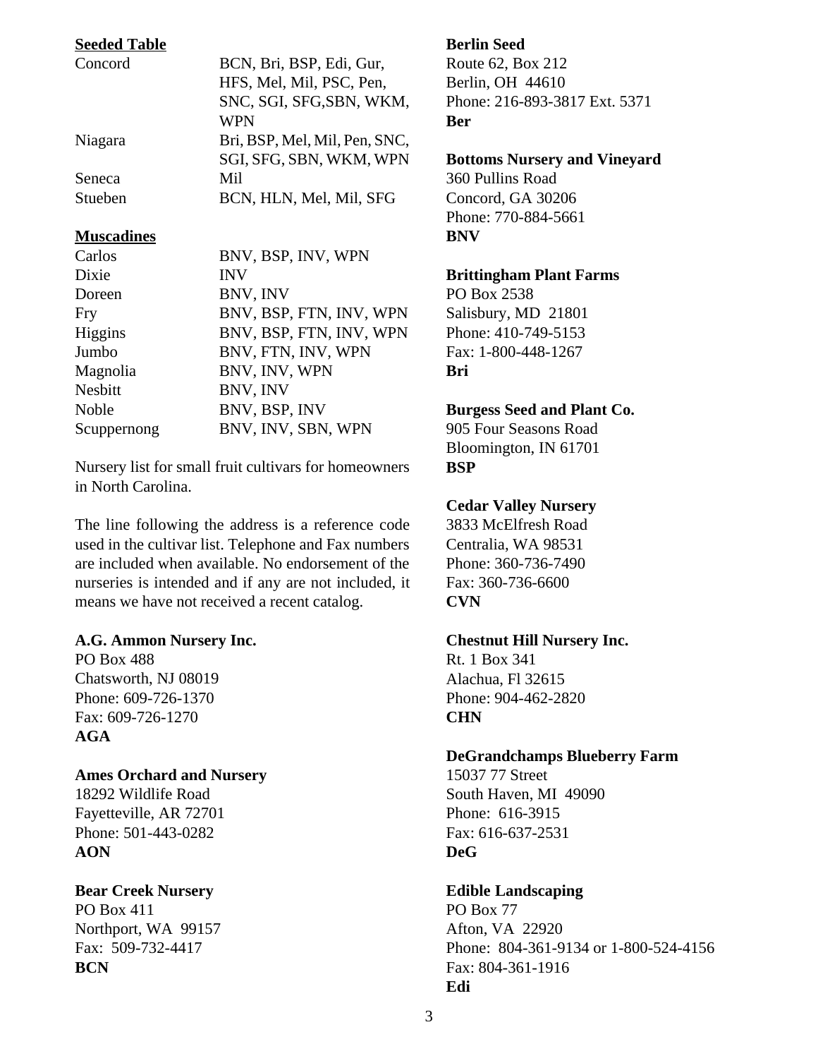**Seeded Table**

| | |
|---|---|
| Concord | BCN, Bri, BSP, Edi, Gur, HFS, Mel, Mil, PSC, Pen, SNC, SGI, SFG,SBN, WKM, WPN |
| Niagara | Bri, BSP, Mel, Mil, Pen, SNC, SGI, SFG, SBN, WKM, WPN |
| Seneca | Mil |
| Stueben | BCN, HLN, Mel, Mil, SFG |

**Muscadines**

| | |
|---|---|
| Carlos | BNV, BSP, INV, WPN |
| Dixie | INV |
| Doreen | BNV, INV |
| Fry | BNV, BSP, FTN, INV, WPN |
| Higgins | BNV, BSP, FTN, INV, WPN |
| Jumbo | BNV, FTN, INV, WPN |
| Magnolia | BNV, INV, WPN |
| Nesbitt | BNV, INV |
| Noble | BNV, BSP, INV |
| Scuppernong | BNV, INV, SBN, WPN |

Nursery list for small fruit cultivars for homeowners in North Carolina.

The line following the address is a reference code used in the cultivar list. Telephone and Fax numbers are included when available. No endorsement of the nurseries is intended and if any are not included, it means we have not received a recent catalog.

**A.G. Ammon Nursery Inc.**
PO Box 488
Chatsworth, NJ 08019
Phone: 609-726-1370
Fax: 609-726-1270
**AGA**

**Ames Orchard and Nursery**
18292 Wildlife Road
Fayetteville, AR 72701
Phone: 501-443-0282
**AON**

**Bear Creek Nursery**
PO Box 411
Northport, WA 99157
Fax: 509-732-4417
**BCN**

**Berlin Seed**
Route 62, Box 212
Berlin, OH 44610
Phone: 216-893-3817 Ext. 5371
**Ber**

**Bottoms Nursery and Vineyard**
360 Pullins Road
Concord, GA 30206
Phone: 770-884-5661
**BNV**

**Brittingham Plant Farms**
PO Box 2538
Salisbury, MD 21801
Phone: 410-749-5153
Fax: 1-800-448-1267
**Bri**

**Burgess Seed and Plant Co.**
905 Four Seasons Road
Bloomington, IN 61701
**BSP**

**Cedar Valley Nursery**
3833 McElfresh Road
Centralia, WA 98531
Phone: 360-736-7490
Fax: 360-736-6600
**CVN**

**Chestnut Hill Nursery Inc.**
Rt. 1 Box 341
Alachua, Fl 32615
Phone: 904-462-2820
**CHN**

**DeGrandchamps Blueberry Farm**
15037 77 Street
South Haven, MI 49090
Phone: 616-3915
Fax: 616-637-2531
**DeG**

**Edible Landscaping**
PO Box 77
Afton, VA 22920
Phone: 804-361-9134 or 1-800-524-4156
Fax: 804-361-1916
**Edi**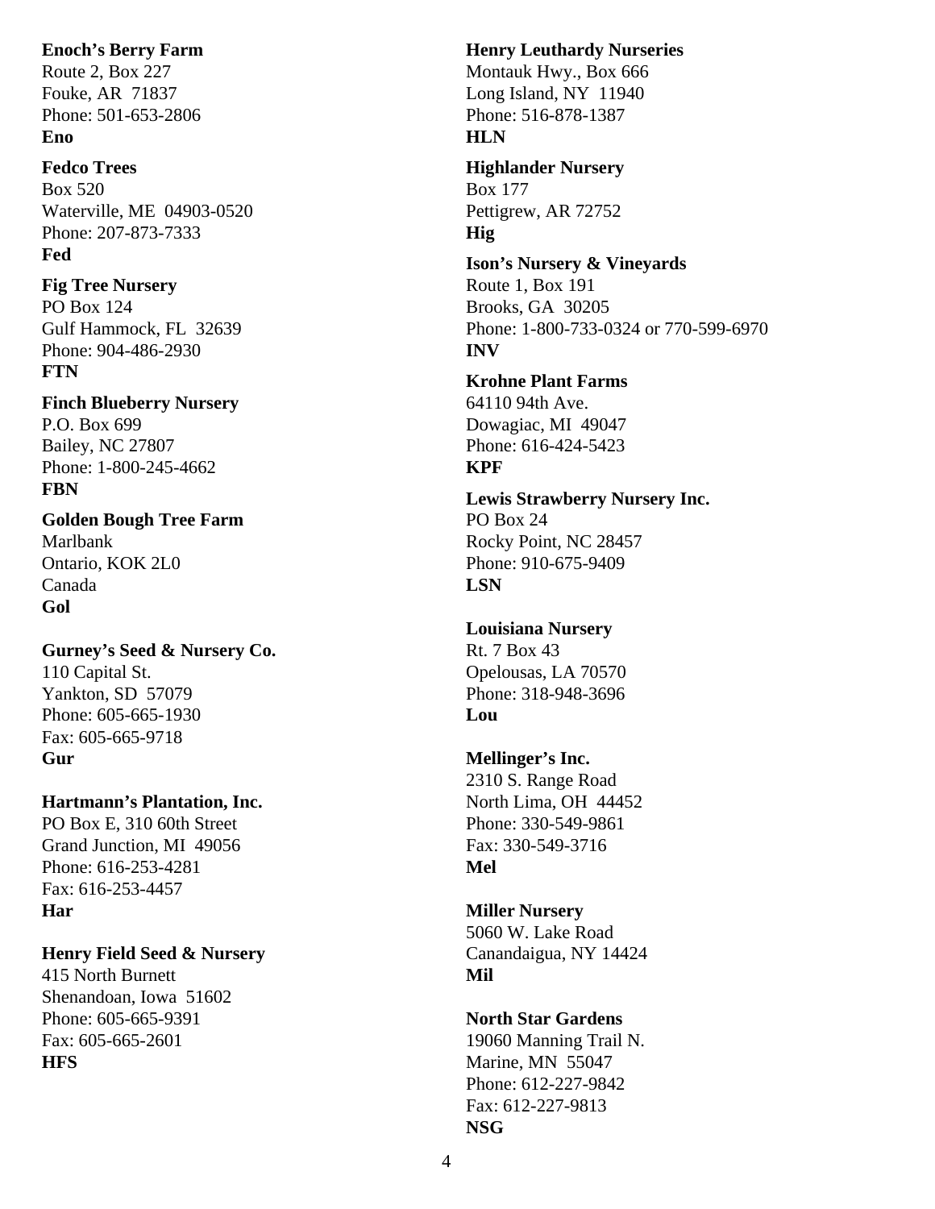**Enoch's Berry Farm**
Route 2, Box 227
Fouke, AR 71837
Phone: 501-653-2806
**Eno**

**Fedco Trees**
Box 520
Waterville, ME 04903-0520
Phone: 207-873-7333
**Fed**

**Fig Tree Nursery**
PO Box 124
Gulf Hammock, FL 32639
Phone: 904-486-2930
**FTN**

**Finch Blueberry Nursery**
P.O. Box 699
Bailey, NC 27807
Phone: 1-800-245-4662
**FBN**

**Golden Bough Tree Farm**
Marlbank
Ontario, KOK 2L0
Canada
**Gol**

**Gurney's Seed & Nursery Co.**
110 Capital St.
Yankton, SD 57079
Phone: 605-665-1930
Fax: 605-665-9718
**Gur**

**Hartmann's Plantation, Inc.**
PO Box E, 310 60th Street
Grand Junction, MI 49056
Phone: 616-253-4281
Fax: 616-253-4457
**Har**

**Henry Field Seed & Nursery**
415 North Burnett
Shenandoan, Iowa 51602
Phone: 605-665-9391
Fax: 605-665-2601
**HFS**

**Henry Leuthardy Nurseries**
Montauk Hwy., Box 666
Long Island, NY 11940
Phone: 516-878-1387
**HLN**

**Highlander Nursery**
Box 177
Pettigrew, AR 72752
**Hig**

**Ison's Nursery & Vineyards**
Route 1, Box 191
Brooks, GA 30205
Phone: 1-800-733-0324 or 770-599-6970
**INV**

**Krohne Plant Farms**
64110 94th Ave.
Dowagiac, MI 49047
Phone: 616-424-5423
**KPF**

**Lewis Strawberry Nursery Inc.**
PO Box 24
Rocky Point, NC 28457
Phone: 910-675-9409
**LSN**

**Louisiana Nursery**
Rt. 7 Box 43
Opelousas, LA 70570
Phone: 318-948-3696
**Lou**

**Mellinger's Inc.**
2310 S. Range Road
North Lima, OH 44452
Phone: 330-549-9861
Fax: 330-549-3716
**Mel**

**Miller Nursery**
5060 W. Lake Road
Canandaigua, NY 14424
**Mil**

**North Star Gardens**
19060 Manning Trail N.
Marine, MN 55047
Phone: 612-227-9842
Fax: 612-227-9813
**NSG**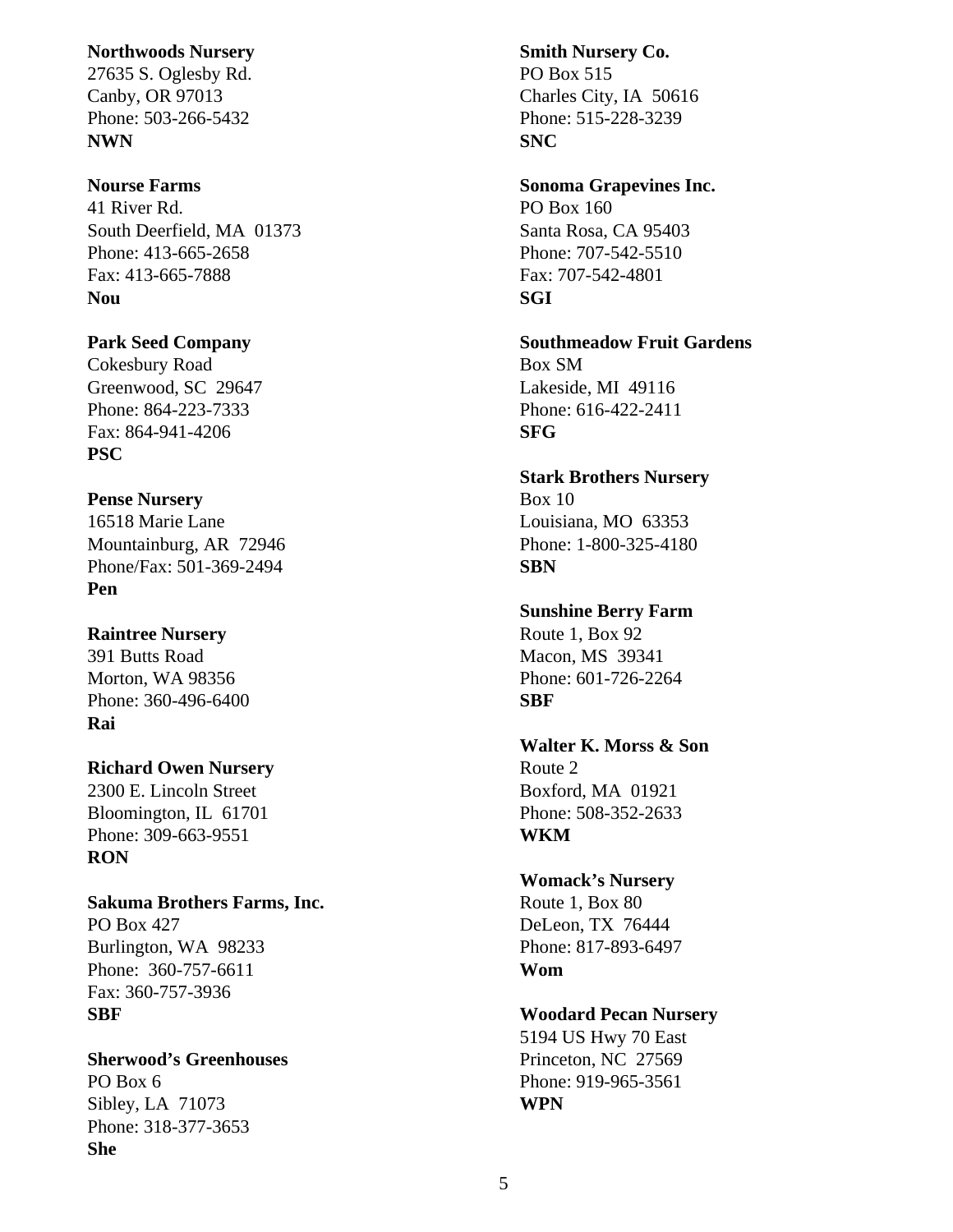**Northwoods Nursery**
27635 S. Oglesby Rd.
Canby, OR 97013
Phone: 503-266-5432
**NWN**

**Nourse Farms**
41 River Rd.
South Deerfield, MA 01373
Phone: 413-665-2658
Fax: 413-665-7888
**Nou**

**Park Seed Company**
Cokesbury Road
Greenwood, SC 29647
Phone: 864-223-7333
Fax: 864-941-4206
**PSC**

**Pense Nursery**
16518 Marie Lane
Mountainburg, AR 72946
Phone/Fax: 501-369-2494
**Pen**

**Raintree Nursery**
391 Butts Road
Morton, WA 98356
Phone: 360-496-6400
**Rai**

**Richard Owen Nursery**
2300 E. Lincoln Street
Bloomington, IL 61701
Phone: 309-663-9551
**RON**

**Sakuma Brothers Farms, Inc.**
PO Box 427
Burlington, WA 98233
Phone: 360-757-6611
Fax: 360-757-3936
**SBF**

**Sherwood's Greenhouses**
PO Box 6
Sibley, LA 71073
Phone: 318-377-3653
**She**

**Smith Nursery Co.**
PO Box 515
Charles City, IA 50616
Phone: 515-228-3239
**SNC**

**Sonoma Grapevines Inc.**
PO Box 160
Santa Rosa, CA 95403
Phone: 707-542-5510
Fax: 707-542-4801
**SGI**

**Southmeadow Fruit Gardens**
Box SM
Lakeside, MI 49116
Phone: 616-422-2411
**SFG**

**Stark Brothers Nursery**
Box 10
Louisiana, MO 63353
Phone: 1-800-325-4180
**SBN**

**Sunshine Berry Farm**
Route 1, Box 92
Macon, MS 39341
Phone: 601-726-2264
**SBF**

**Walter K. Morss & Son**
Route 2
Boxford, MA 01921
Phone: 508-352-2633
**WKM**

**Womack's Nursery**
Route 1, Box 80
DeLeon, TX 76444
Phone: 817-893-6497
**Wom**

**Woodard Pecan Nursery**
5194 US Hwy 70 East
Princeton, NC 27569
Phone: 919-965-3561
**WPN**